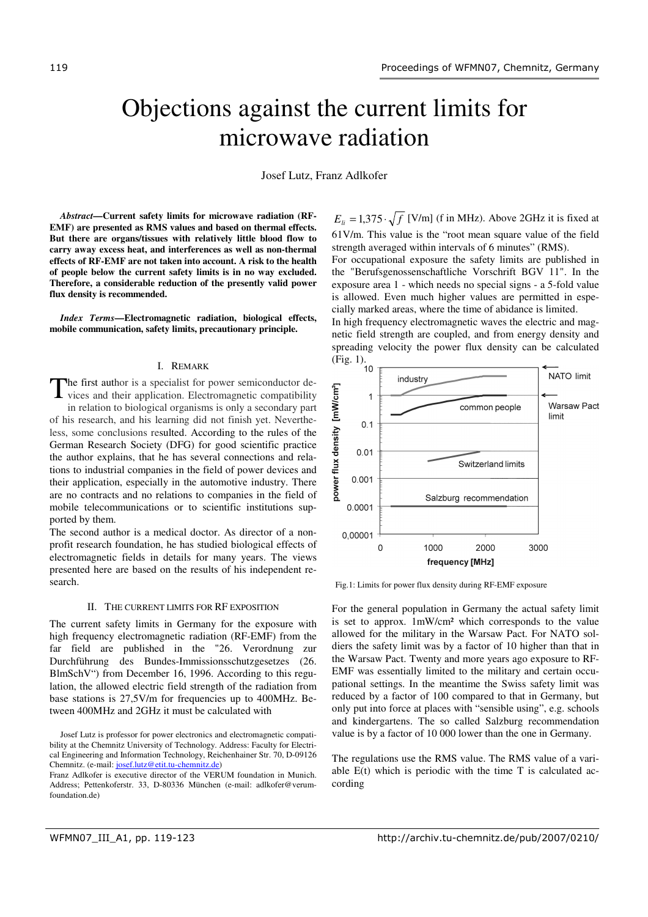// Objections against the current limits for microwave radiation

# Objections against the current limits for microwave radiation

Josef Lutz, Franz Adlkofer

***Abstract*—Current safety limits for microwave radiation (RF-EMF) are presented as RMS values and based on thermal effects. But there are organs/tissues with relatively little blood flow to carry away excess heat, and interferences as well as non-thermal effects of RF-EMF are not taken into account. A risk to the health of people below the current safety limits is in no way excluded. Therefore, a considerable reduction of the presently valid power flux density is recommended.**

***Index Terms*—Electromagnetic radiation, biological effects, mobile communication, safety limits, precautionary principle.**

## I. Remark

The first author is a specialist for power semiconductor devices and their application. Electromagnetic compatibility in relation to biological organisms is only a secondary part of his research, and his learning did not finish yet. Nevertheless, some conclusions resulted. According to the rules of the German Research Society (DFG) for good scientific practice the author explains, that he has several connections and relations to industrial companies in the field of power devices and their application, especially in the automotive industry. There are no contracts and no relations to companies in the field of mobile telecommunications or to scientific institutions supported by them.

The second author is a medical doctor. As director of a nonprofit research foundation, he has studied biological effects of electromagnetic fields in details for many years. The views presented here are based on the results of his independent research.

## II. The current limits for RF exposition

The current safety limits in Germany for the exposure with high frequency electromagnetic radiation (RF-EMF) from the far field are published in the "26. Verordnung zur Durchführung des Bundes-Immissionsschutzgesetzes (26. BImSchV") from December 16, 1996. According to this regulation, the allowed electric field strength of the radiation from base stations is 27,5V/m for frequencies up to 400MHz. Between 400MHz and 2GHz it must be calculated with

$E_{li} = 1{,}375 \cdot \sqrt{f}$ [V/m] (f in MHz). Above 2GHz it is fixed at 61V/m. This value is the "root mean square value of the field strength averaged within intervals of 6 minutes" (RMS).

For occupational exposure the safety limits are published in the "Berufsgenossenschaftliche Vorschrift BGV 11". In the exposure area 1 - which needs no special signs - a 5-fold value is allowed. Even much higher values are permitted in especially marked areas, where the time of abidance is limited.

In high frequency electromagnetic waves the electric and magnetic field strength are coupled, and from energy density and spreading velocity the power flux density can be calculated (Fig. 1).

Fig.1: Limits for power flux density during RF-EMF exposure

For the general population in Germany the actual safety limit is set to approx. 1mW/cm² which corresponds to the value allowed for the military in the Warsaw Pact. For NATO soldiers the safety limit was by a factor of 10 higher than that in the Warsaw Pact. Twenty and more years ago exposure to RF-EMF was essentially limited to the military and certain occupational settings. In the meantime the Swiss safety limit was reduced by a factor of 100 compared to that in Germany, but only put into force at places with "sensible using", e.g. schools and kindergartens. The so called Salzburg recommendation value is by a factor of 10 000 lower than the one in Germany.

The regulations use the RMS value. The RMS value of a variable E(t) which is periodic with the time T is calculated according

---

Josef Lutz is professor for power electronics and electromagnetic compatibility at the Chemnitz University of Technology. Address: Faculty for Electrical Engineering and Information Technology, Reichenhainer Str. 70, D-09126 Chemnitz. (e-mail: josef.lutz@etit.tu-chemnitz.de)

Franz Adlkofer is executive director of the VERUM foundation in Munich. Address; Pettenkoferstr. 33, D-80336 München (e-mail: adlkofer@verum-foundation.de)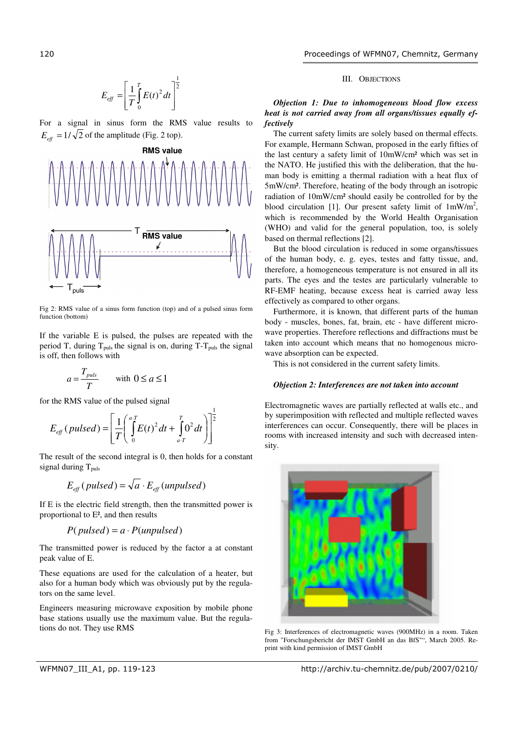$$E_{eff} = \left[ \frac{1}{T} \int_0^T E(t)^2 \, dt \right]^{\frac{1}{2}}$$

For a signal in sinus form the RMS value results to $E_{eff} = 1/\sqrt{2}$ of the amplitude (Fig. 2 top).

Fig 2: RMS value of a sinus form function (top) and of a pulsed sinus form function (bottom)

If the variable E is pulsed, the pulses are repeated with the period T, during $T_{puls}$ the signal is on, during $T-T_{puls}$ the signal is off, then follows with

$$a = \frac{T_{puls}}{T} \qquad \text{with } 0 \leq a \leq 1$$

for the RMS value of the pulsed signal

$$E_{eff}(pulsed) = \left[ \frac{1}{T} \left( \int_0^{a \cdot T} E(t)^2 \, dt + \int_{a \cdot T}^{T} 0^2 \, dt \right) \right]^{\frac{1}{2}}$$

The result of the second integral is 0, then holds for a constant signal during $T_{puls}$

$$E_{eff}(pulsed) = \sqrt{a} \cdot E_{eff}(unpulsed)$$

If E is the electric field strength, then the transmitted power is proportional to $E^2$, and then results

$$P(pulsed) = a \cdot P(unpulsed)$$

The transmitted power is reduced by the factor a at constant peak value of E.

These equations are used for the calculation of a heater, but also for a human body which was obviously put by the regulators on the same level.

Engineers measuring microwave exposition by mobile phone base stations usually use the maximum value. But the regulations do not. They use RMS

## III. Objections

***Objection 1: Due to inhomogeneous blood flow excess heat is not carried away from all organs/tissues equally effectively***

The current safety limits are solely based on thermal effects. For example, Hermann Schwan, proposed in the early fifties of the last century a safety limit of 10mW/cm² which was set in the NATO. He justified this with the deliberation, that the human body is emitting a thermal radiation with a heat flux of 5mW/cm². Therefore, heating of the body through an isotropic radiation of 10mW/cm² should easily be controlled for by the blood circulation [1]. Our present safety limit of 1mW/m², which is recommended by the World Health Organisation (WHO) and valid for the general population, too, is solely based on thermal reflections [2].

But the blood circulation is reduced in some organs/tissues of the human body, e. g. eyes, testes and fatty tissue, and, therefore, a homogeneous temperature is not ensured in all its parts. The eyes and the testes are particularly vulnerable to RF-EMF heating, because excess heat is carried away less effectively as compared to other organs.

Furthermore, it is known, that different parts of the human body - muscles, bones, fat, brain, etc - have different microwave properties. Therefore reflections and diffractions must be taken into account which means that no homogenous microwave absorption can be expected.

This is not considered in the current safety limits.

***Objection 2: Interferences are not taken into account***

Electromagnetic waves are partially reflected at walls etc., and by superimposition with reflected and multiple reflected waves interferences can occur. Consequently, there will be places in rooms with increased intensity and such with decreased intensity.

Fig 3: Interferences of electromagnetic waves (900MHz) in a room. Taken from "Forschungsbericht der IMST GmbH an das BfS"", March 2005. Reprint with kind permission of IMST GmbH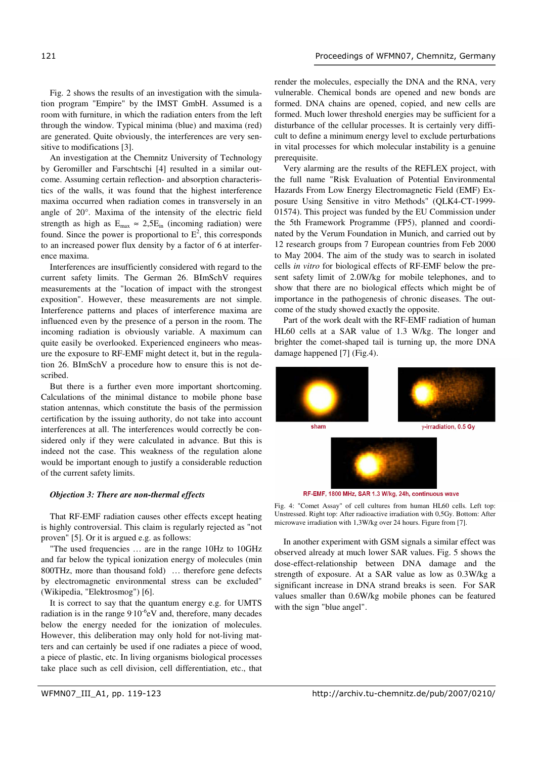Fig. 2 shows the results of an investigation with the simulation program "Empire" by the IMST GmbH. Assumed is a room with furniture, in which the radiation enters from the left through the window. Typical minima (blue) and maxima (red) are generated. Quite obviously, the interferences are very sensitive to modifications [3].

An investigation at the Chemnitz University of Technology by Geromiller and Farschtschi [4] resulted in a similar outcome. Assuming certain reflection- and absorption characteristics of the walls, it was found that the highest interference maxima occurred when radiation comes in transversely in an angle of 20°. Maxima of the intensity of the electric field strength as high as $E_{max} \approx 2{,}5E_{in}$ (incoming radiation) were found. Since the power is proportional to $E^2$, this corresponds to an increased power flux density by a factor of 6 at interference maxima.

Interferences are insufficiently considered with regard to the current safety limits. The German 26. BImSchV requires measurements at the "location of impact with the strongest exposition". However, these measurements are not simple. Interference patterns and places of interference maxima are influenced even by the presence of a person in the room. The incoming radiation is obviously variable. A maximum can quite easily be overlooked. Experienced engineers who measure the exposure to RF-EMF might detect it, but in the regulation 26. BImSchV a procedure how to ensure this is not described.

But there is a further even more important shortcoming. Calculations of the minimal distance to mobile phone base station antennas, which constitute the basis of the permission certification by the issuing authority, do not take into account interferences at all. The interferences would correctly be considered only if they were calculated in advance. But this is indeed not the case. This weakness of the regulation alone would be important enough to justify a considerable reduction of the current safety limits.

### *Objection 3: There are non-thermal effects*

That RF-EMF radiation causes other effects except heating is highly controversial. This claim is regularly rejected as "not proven" [5]. Or it is argued e.g. as follows:

"The used frequencies … are in the range 10Hz to 10GHz and far below the typical ionization energy of molecules (min 800THz, more than thousand fold) … therefore gene defects by electromagnetic environmental stress can be excluded" (Wikipedia, "Elektrosmog") [6].

It is correct to say that the quantum energy e.g. for UMTS radiation is in the range $9 \cdot 10^{-6}$eV and, therefore, many decades below the energy needed for the ionization of molecules. However, this deliberation may only hold for not-living matters and can certainly be used if one radiates a piece of wood, a piece of plastic, etc. In living organisms biological processes take place such as cell division, cell differentiation, etc., that render the molecules, especially the DNA and the RNA, very vulnerable. Chemical bonds are opened and new bonds are formed. DNA chains are opened, copied, and new cells are formed. Much lower threshold energies may be sufficient for a disturbance of the cellular processes. It is certainly very difficult to define a minimum energy level to exclude perturbations in vital processes for which molecular instability is a genuine prerequisite.

Very alarming are the results of the REFLEX project, with the full name "Risk Evaluation of Potential Environmental Hazards From Low Energy Electromagnetic Field (EMF) Exposure Using Sensitive in vitro Methods" (QLK4-CT-1999-01574). This project was funded by the EU Commission under the 5th Framework Programme (FP5), planned and coordinated by the Verum Foundation in Munich, and carried out by 12 research groups from 7 European countries from Feb 2000 to May 2004. The aim of the study was to search in isolated cells *in vitro* for biological effects of RF-EMF below the present safety limit of 2.0W/kg for mobile telephones, and to show that there are no biological effects which might be of importance in the pathogenesis of chronic diseases. The outcome of the study showed exactly the opposite.

Part of the work dealt with the RF-EMF radiation of human HL60 cells at a SAR value of 1.3 W/kg. The longer and brighter the comet-shaped tail is turning up, the more DNA damage happened [7] (Fig.4).

sham

γ-irradiation, 0.5 Gy

RF-EMF, 1800 MHz, SAR 1.3 W/kg, 24h, continuous wave

Fig. 4: "Comet Assay" of cell cultures from human HL60 cells. Left top: Unstressed. Right top: After radioactive irradiation with 0,5Gy. Bottom: After microwave irradiation with 1,3W/kg over 24 hours. Figure from [7].

In another experiment with GSM signals a similar effect was observed already at much lower SAR values. Fig. 5 shows the dose-effect-relationship between DNA damage and the strength of exposure. At a SAR value as low as 0.3W/kg a significant increase in DNA strand breaks is seen. For SAR values smaller than 0.6W/kg mobile phones can be featured with the sign "blue angel".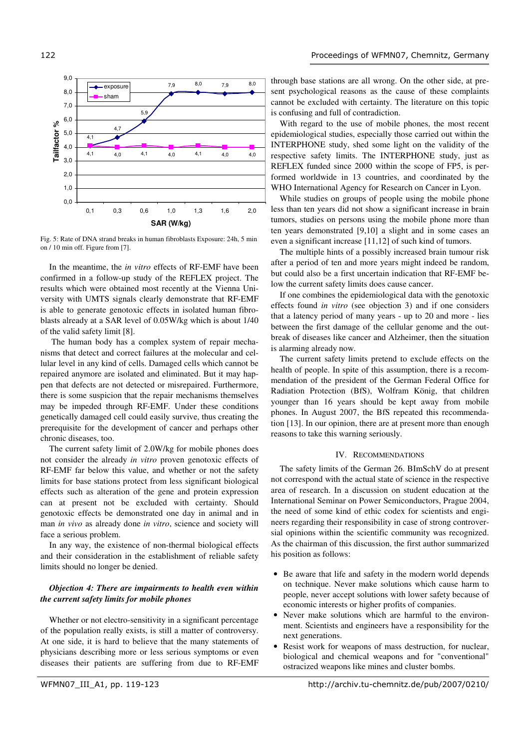Fig. 5: Rate of DNA strand breaks in human fibroblasts Exposure: 24h, 5 min on / 10 min off. Figure from [7].

In the meantime, the *in vitro* effects of RF-EMF have been confirmed in a follow-up study of the REFLEX project. The results which were obtained most recently at the Vienna University with UMTS signals clearly demonstrate that RF-EMF is able to generate genotoxic effects in isolated human fibroblasts already at a SAR level of 0.05W/kg which is about 1/40 of the valid safety limit [8].

The human body has a complex system of repair mechanisms that detect and correct failures at the molecular and cellular level in any kind of cells. Damaged cells which cannot be repaired anymore are isolated and eliminated. But it may happen that defects are not detected or misrepaired. Furthermore, there is some suspicion that the repair mechanisms themselves may be impeded through RF-EMF. Under these conditions genetically damaged cell could easily survive, thus creating the prerequisite for the development of cancer and perhaps other chronic diseases, too.

The current safety limit of 2.0W/kg for mobile phones does not consider the already *in vitro* proven genotoxic effects of RF-EMF far below this value, and whether or not the safety limits for base stations protect from less significant biological effects such as alteration of the gene and protein expression can at present not be excluded with certainty. Should genotoxic effects be demonstrated one day in animal and in man *in vivo* as already done *in vitro*, science and society will face a serious problem.

In any way, the existence of non-thermal biological effects and their consideration in the establishment of reliable safety limits should no longer be denied.

### *Objection 4: There are impairments to health even within the current safety limits for mobile phones*

Whether or not electro-sensitivity in a significant percentage of the population really exists, is still a matter of controversy. At one side, it is hard to believe that the many statements of physicians describing more or less serious symptoms or even diseases their patients are suffering from due to RF-EMF through base stations are all wrong. On the other side, at present psychological reasons as the cause of these complaints cannot be excluded with certainty. The literature on this topic is confusing and full of contradiction.

With regard to the use of mobile phones, the most recent epidemiological studies, especially those carried out within the INTERPHONE study, shed some light on the validity of the respective safety limits. The INTERPHONE study, just as REFLEX funded since 2000 within the scope of FP5, is performed worldwide in 13 countries, and coordinated by the WHO International Agency for Research on Cancer in Lyon.

While studies on groups of people using the mobile phone less than ten years did not show a significant increase in brain tumors, studies on persons using the mobile phone more than ten years demonstrated [9,10] a slight and in some cases an even a significant increase [11,12] of such kind of tumors.

The multiple hints of a possibly increased brain tumour risk after a period of ten and more years might indeed be random, but could also be a first uncertain indication that RF-EMF below the current safety limits does cause cancer.

If one combines the epidemiological data with the genotoxic effects found *in vitro* (see objection 3) and if one considers that a latency period of many years - up to 20 and more - lies between the first damage of the cellular genome and the outbreak of diseases like cancer and Alzheimer, then the situation is alarming already now.

The current safety limits pretend to exclude effects on the health of people. In spite of this assumption, there is a recommendation of the president of the German Federal Office for Radiation Protection (BfS), Wolfram König, that children younger than 16 years should be kept away from mobile phones. In August 2007, the BfS repeated this recommendation [13]. In our opinion, there are at present more than enough reasons to take this warning seriously.

## IV. Recommendations

The safety limits of the German 26. BImSchV do at present not correspond with the actual state of science in the respective area of research. In a discussion on student education at the International Seminar on Power Semiconductors, Prague 2004, the need of some kind of ethic codex for scientists and engineers regarding their responsibility in case of strong controversial opinions within the scientific community was recognized. As the chairman of this discussion, the first author summarized his position as follows:

- Be aware that life and safety in the modern world depends on technique. Never make solutions which cause harm to people, never accept solutions with lower safety because of economic interests or higher profits of companies.
- Never make solutions which are harmful to the environment. Scientists and engineers have a responsibility for the next generations.
- Resist work for weapons of mass destruction, for nuclear, biological and chemical weapons and for "conventional" ostracized weapons like mines and cluster bombs.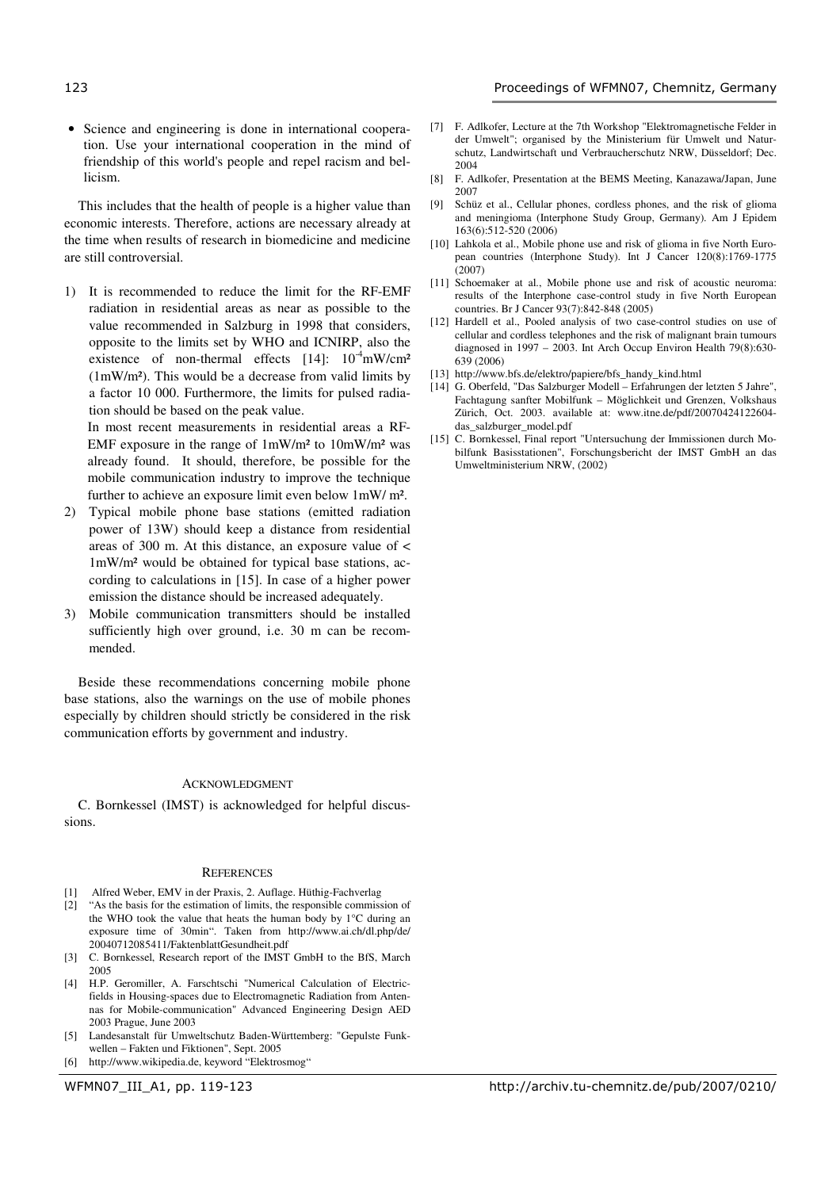- Science and engineering is done in international cooperation. Use your international cooperation in the mind of friendship of this world's people and repel racism and bellicism.

This includes that the health of people is a higher value than economic interests. Therefore, actions are necessary already at the time when results of research in biomedicine and medicine are still controversial.

1) It is recommended to reduce the limit for the RF-EMF radiation in residential areas as near as possible to the value recommended in Salzburg in 1998 that considers, opposite to the limits set by WHO and ICNIRP, also the existence of non-thermal effects [14]: $10^{-4}$mW/cm² (1mW/m²). This would be a decrease from valid limits by a factor 10 000. Furthermore, the limits for pulsed radiation should be based on the peak value.

   In most recent measurements in residential areas a RF-EMF exposure in the range of 1mW/m² to 10mW/m² was already found. It should, therefore, be possible for the mobile communication industry to improve the technique further to achieve an exposure limit even below 1mW/ m².
2) Typical mobile phone base stations (emitted radiation power of 13W) should keep a distance from residential areas of 300 m. At this distance, an exposure value of < 1mW/m² would be obtained for typical base stations, according to calculations in [15]. In case of a higher power emission the distance should be increased adequately.
3) Mobile communication transmitters should be installed sufficiently high over ground, i.e. 30 m can be recommended.

Beside these recommendations concerning mobile phone base stations, also the warnings on the use of mobile phones especially by children should strictly be considered in the risk communication efforts by government and industry.

## Acknowledgment

C. Bornkessel (IMST) is acknowledged for helpful discussions.

## References

[1] Alfred Weber, EMV in der Praxis, 2. Auflage. Hüthig-Fachverlag

[2] "As the basis for the estimation of limits, the responsible commission of the WHO took the value that heats the human body by 1°C during an exposure time of 30min". Taken from http://www.ai.ch/dl.php/de/20040712085411/FaktenblattGesundheit.pdf

[3] C. Bornkessel, Research report of the IMST GmbH to the BfS, March 2005

[4] H.P. Geromiller, A. Farschtschi "Numerical Calculation of Electric-fields in Housing-spaces due to Electromagnetic Radiation from Antennas for Mobile-communication" Advanced Engineering Design AED 2003 Prague, June 2003

[5] Landesanstalt für Umweltschutz Baden-Württemberg: "Gepulste Funkwellen – Fakten und Fiktionen", Sept. 2005

[6] http://www.wikipedia.de, keyword "Elektrosmog"

[7] F. Adlkofer, Lecture at the 7th Workshop "Elektromagnetische Felder in der Umwelt"; organised by the Ministerium für Umwelt und Naturschutz, Landwirtschaft und Verbraucherschutz NRW, Düsseldorf; Dec. 2004

[8] F. Adlkofer, Presentation at the BEMS Meeting, Kanazawa/Japan, June 2007

[9] Schüz et al., Cellular phones, cordless phones, and the risk of glioma and meningioma (Interphone Study Group, Germany). Am J Epidem 163(6):512-520 (2006)

[10] Lahkola et al., Mobile phone use and risk of glioma in five North European countries (Interphone Study). Int J Cancer 120(8):1769-1775 (2007)

[11] Schoemaker at al., Mobile phone use and risk of acoustic neuroma: results of the Interphone case-control study in five North European countries. Br J Cancer 93(7):842-848 (2005)

[12] Hardell et al., Pooled analysis of two case-control studies on use of cellular and cordless telephones and the risk of malignant brain tumours diagnosed in 1997 – 2003. Int Arch Occup Environ Health 79(8):630-639 (2006)

[13] http://www.bfs.de/elektro/papiere/bfs_handy_kind.html

[14] G. Oberfeld, "Das Salzburger Modell – Erfahrungen der letzten 5 Jahre", Fachtagung sanfter Mobilfunk – Möglichkeit und Grenzen, Volkshaus Zürich, Oct. 2003. available at: www.itne.de/pdf/20070424122604-das_salzburger_model.pdf

[15] C. Bornkessel, Final report "Untersuchung der Immissionen durch Mobilfunk Basisstationen", Forschungsbericht der IMST GmbH an das Umweltministerium NRW, (2002)